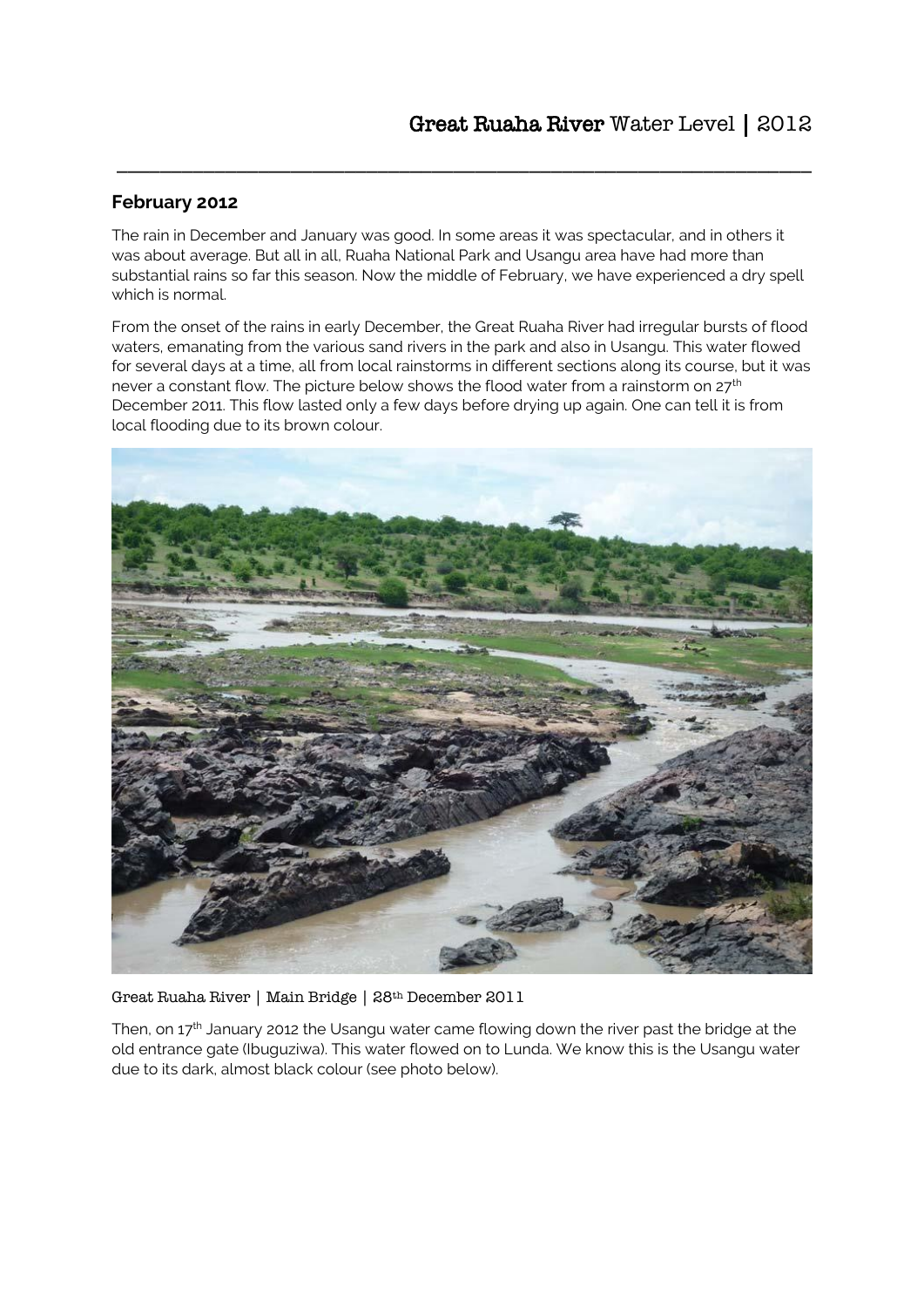# **Great Ruaha River** Water Level | 2012

## February 2012

The rain in December and January was good. In some areas it was spectacular, and in others it was about average. But all in all, Ruaha National Park and Usangu area have had more than substantial rains so far this season. Now the middle of February, we have experienced a dry spell which is normal.

From the onset of the rains in early December, the Great Ruaha River had irregular bursts of flood waters, emanating from the various sand rivers in the park and also in Usangu. This water flowed for several days at a time, all from local rainstorms in different sections along its course, but it was never a constant flow. The picture below shows the flood water from a rainstorm on 27th December 2011. This flow lasted only a few days before drying up again. One can tell it is from local flooding due to its brown colour.

Great Ruaha River | Main Bridge | 28th December 2011

Then, on 17th January 2012 the Usangu water came flowing down the river past the bridge at the old entrance gate (Ibuguziwa). This water flowed on to Lunda. We know this is the Usangu water due to its dark, almost black colour (see photo below).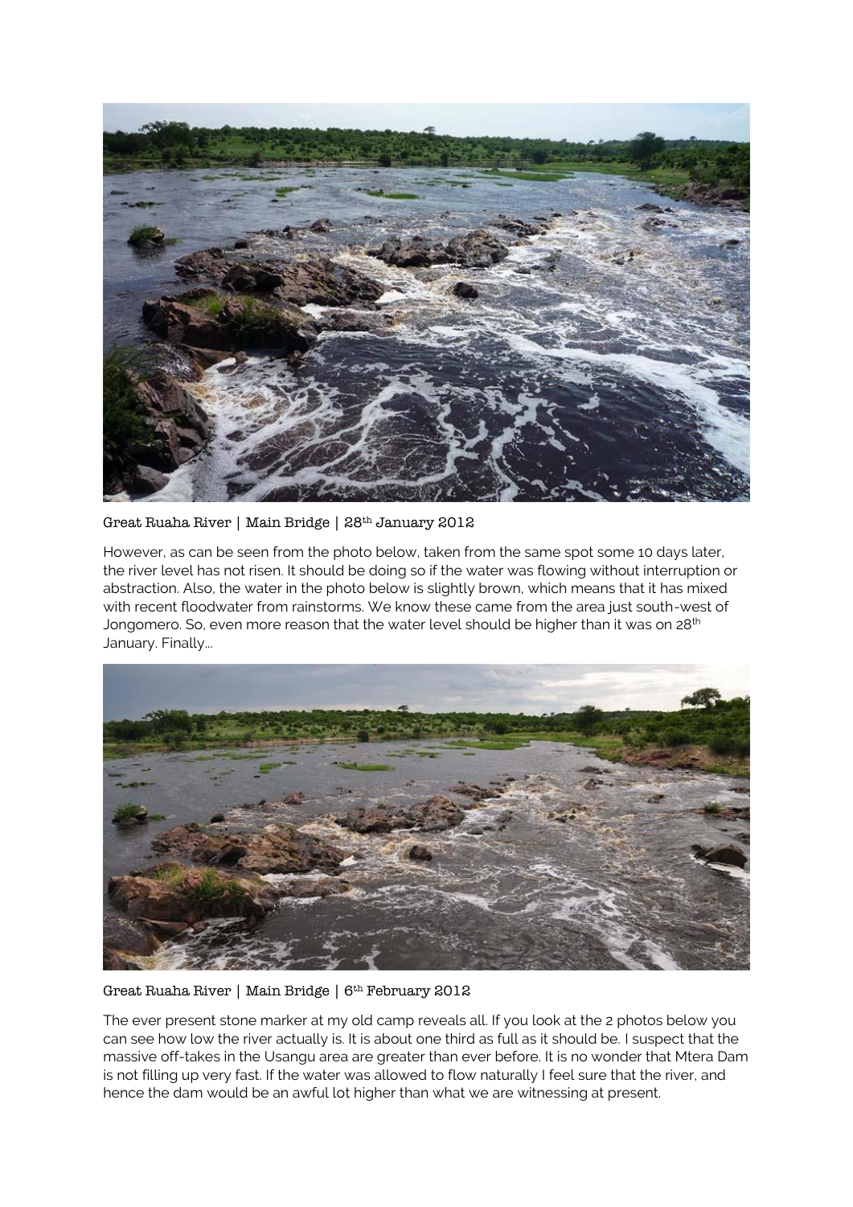Great Ruaha River | Main Bridge | 28th January 2012

However, as can be seen from the photo below, taken from the same spot some 10 days later, the river level has not risen. It should be doing so if the water was flowing without interruption or abstraction. Also, the water in the photo below is slightly brown, which means that it has mixed with recent floodwater from rainstorms. We know these came from the area just south-west of Jongomero. So, even more reason that the water level should be higher than it was on 28th January. Finally...

Great Ruaha River | Main Bridge | 6th February 2012

The ever present stone marker at my old camp reveals all. If you look at the 2 photos below you can see how low the river actually is. It is about one third as full as it should be. I suspect that the massive off-takes in the Usangu area are greater than ever before. It is no wonder that Mtera Dam is not filling up very fast. If the water was allowed to flow naturally I feel sure that the river, and hence the dam would be an awful lot higher than what we are witnessing at present.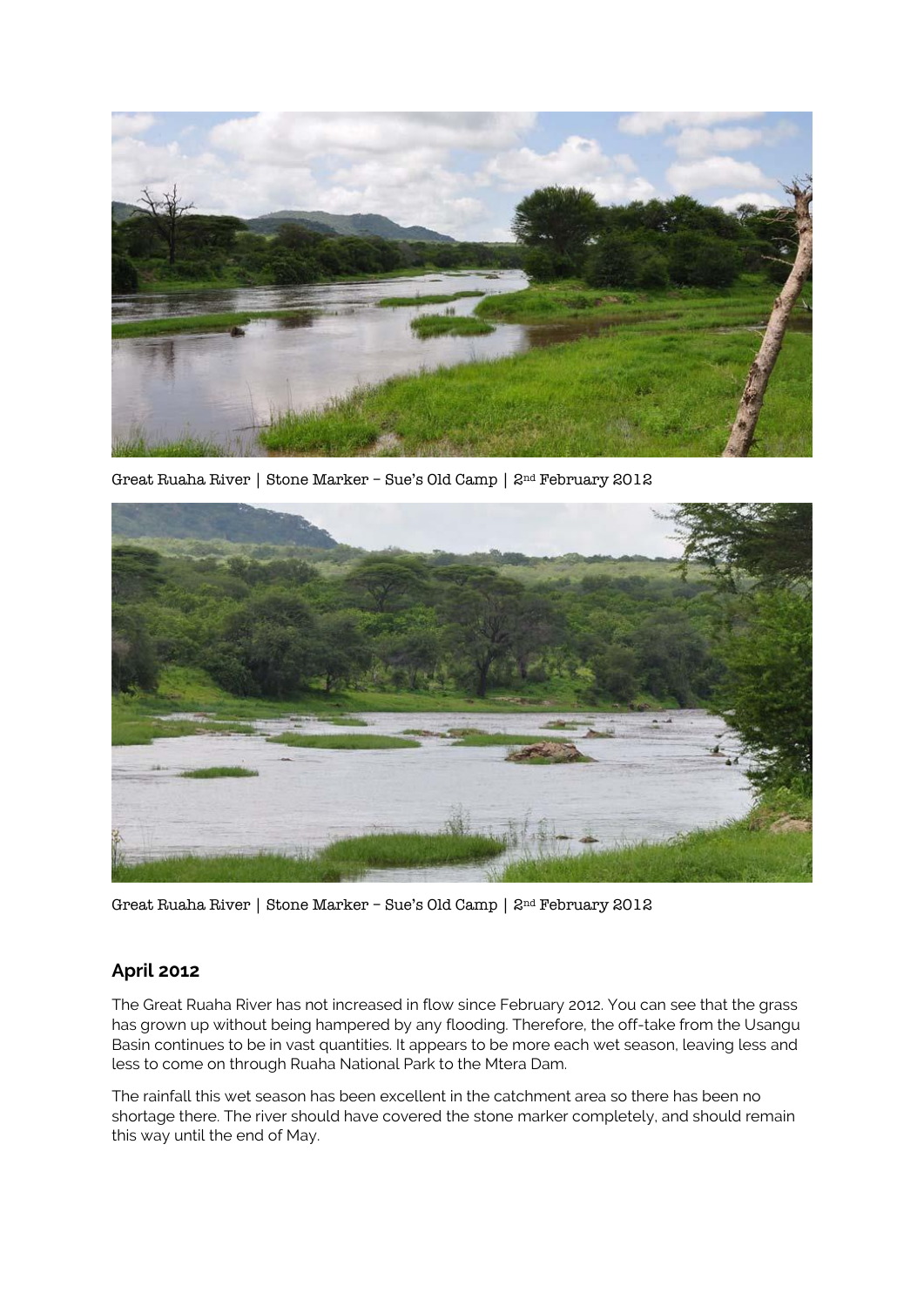Great Ruaha River | Stone Marker – Sue's Old Camp | 2nd February 2012

Great Ruaha River | Stone Marker – Sue's Old Camp | 2nd February 2012

## April 2012

The Great Ruaha River has not increased in flow since February 2012. You can see that the grass has grown up without being hampered by any flooding. Therefore, the off-take from the Usangu Basin continues to be in vast quantities. It appears to be more each wet season, leaving less and less to come on through Ruaha National Park to the Mtera Dam.

The rainfall this wet season has been excellent in the catchment area so there has been no shortage there. The river should have covered the stone marker completely, and should remain this way until the end of May.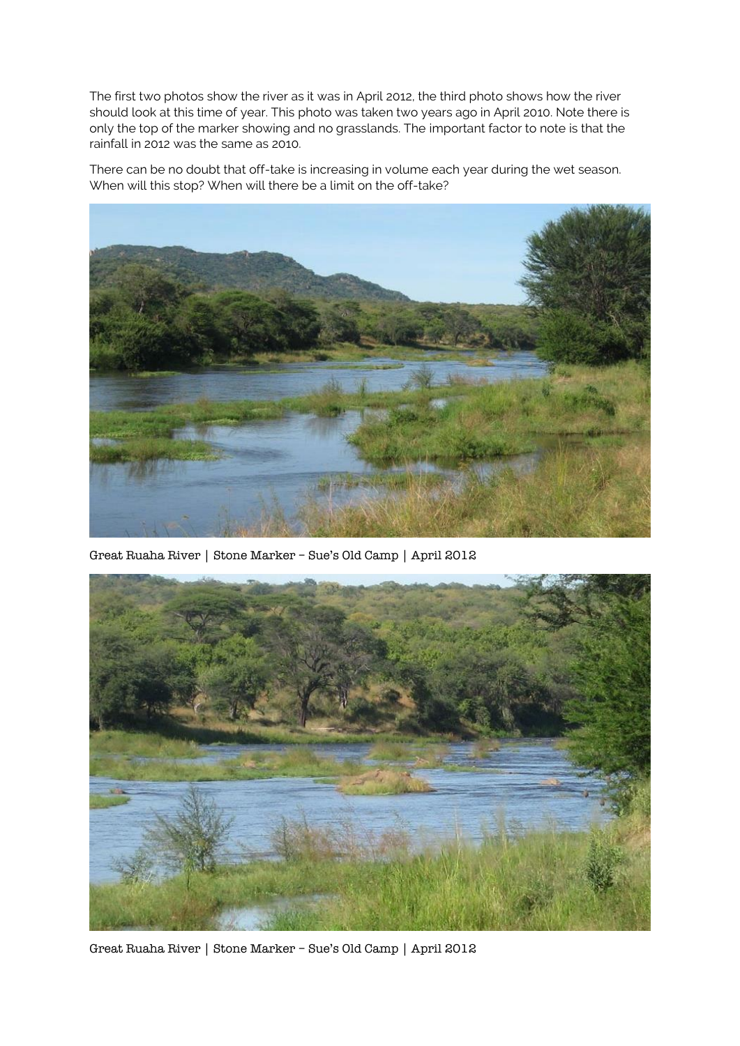The first two photos show the river as it was in April 2012, the third photo shows how the river should look at this time of year. This photo was taken two years ago in April 2010. Note there is only the top of the marker showing and no grasslands. The important factor to note is that the rainfall in 2012 was the same as 2010.

There can be no doubt that off-take is increasing in volume each year during the wet season. When will this stop? When will there be a limit on the off-take?

Great Ruaha River | Stone Marker – Sue's Old Camp | April 2012

Great Ruaha River | Stone Marker – Sue's Old Camp | April 2012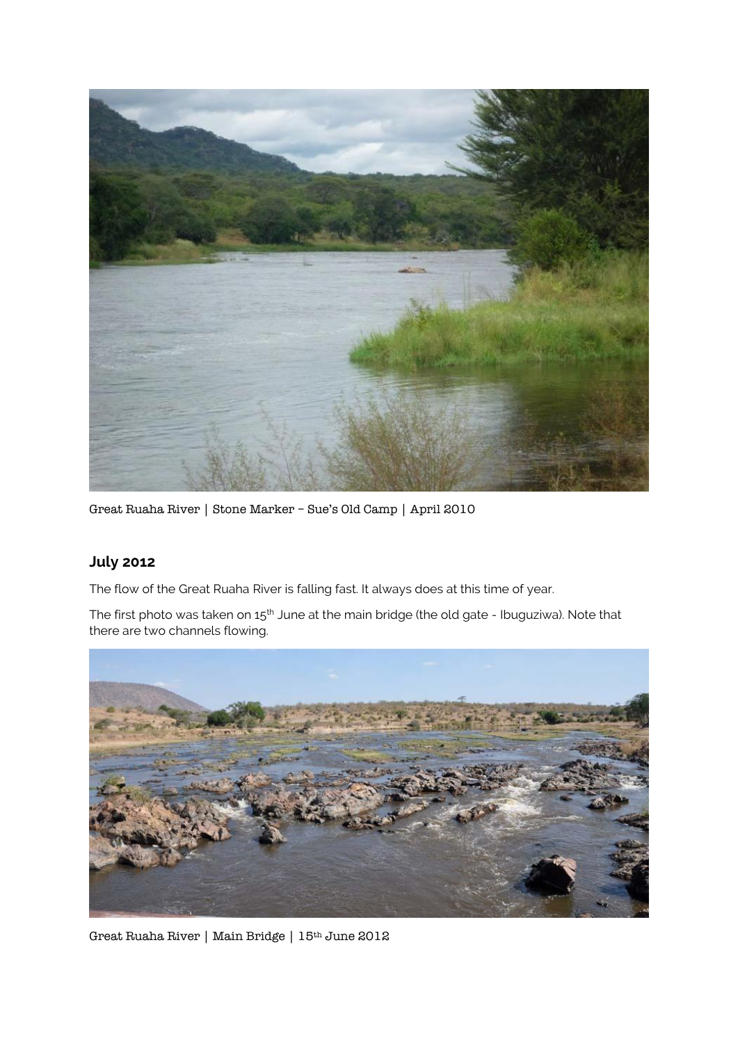Great Ruaha River | Stone Marker – Sue's Old Camp | April 2010

## July 2012

The flow of the Great Ruaha River is falling fast. It always does at this time of year.

The first photo was taken on 15[th] June at the main bridge (the old gate - Ibuguziwa). Note that there are two channels flowing.

Great Ruaha River | Main Bridge | 15[th] June 2012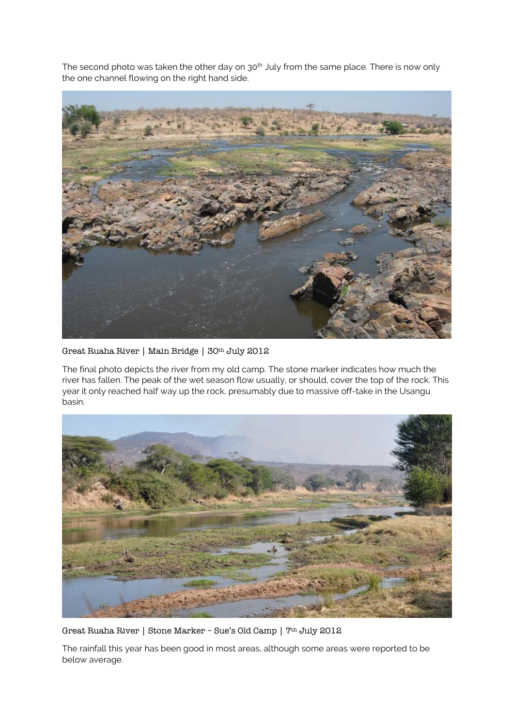The second photo was taken the other day on 30th July from the same place. There is now only the one channel flowing on the right hand side.

Great Ruaha River | Main Bridge | 30th July 2012

The final photo depicts the river from my old camp. The stone marker indicates how much the river has fallen. The peak of the wet season flow usually, or should, cover the top of the rock. This year it only reached half way up the rock, presumably due to massive off-take in the Usangu basin.

Great Ruaha River | Stone Marker – Sue's Old Camp | 7th July 2012

The rainfall this year has been good in most areas, although some areas were reported to be below average.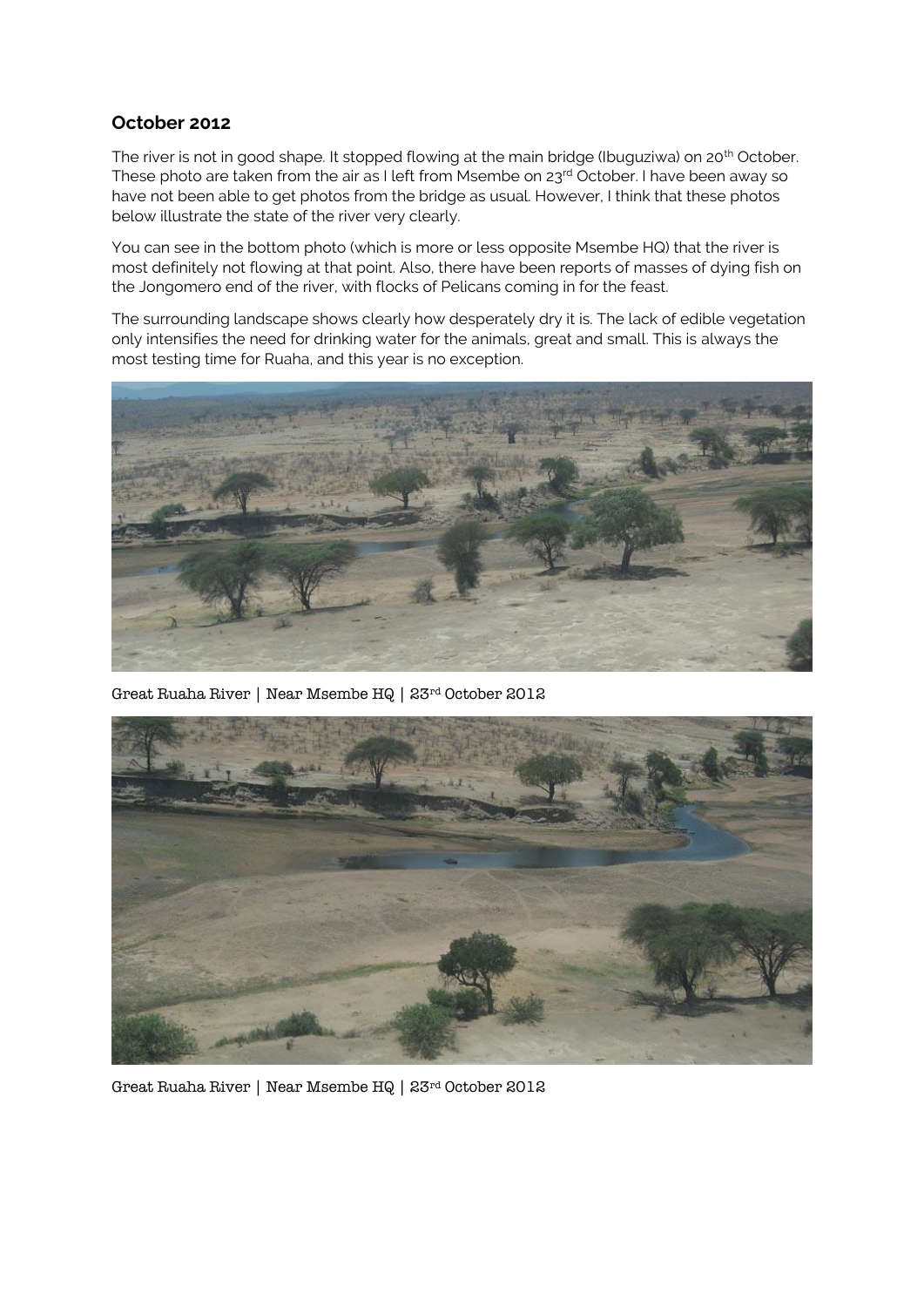## October 2012

The river is not in good shape. It stopped flowing at the main bridge (Ibuguziwa) on 20th October. These photo are taken from the air as I left from Msembe on 23rd October. I have been away so have not been able to get photos from the bridge as usual. However, I think that these photos below illustrate the state of the river very clearly.

You can see in the bottom photo (which is more or less opposite Msembe HQ) that the river is most definitely not flowing at that point. Also, there have been reports of masses of dying fish on the Jongomero end of the river, with flocks of Pelicans coming in for the feast.

The surrounding landscape shows clearly how desperately dry it is. The lack of edible vegetation only intensifies the need for drinking water for the animals, great and small. This is always the most testing time for Ruaha, and this year is no exception.

Great Ruaha River | Near Msembe HQ | 23rd October 2012

Great Ruaha River | Near Msembe HQ | 23rd October 2012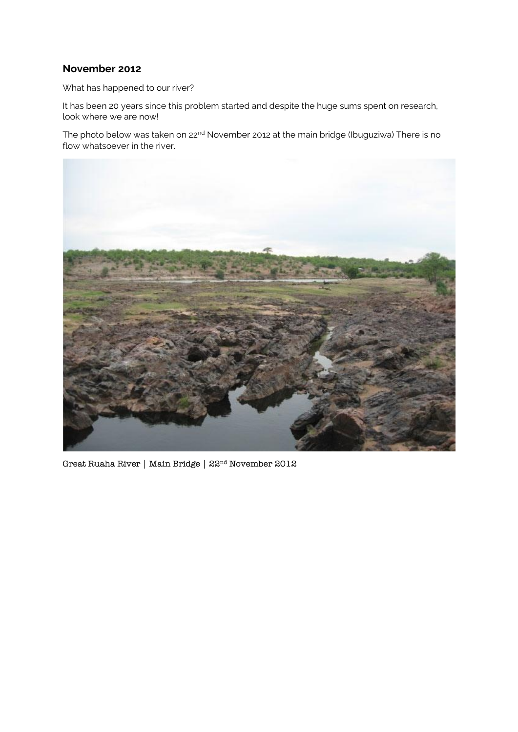## November 2012

What has happened to our river?

It has been 20 years since this problem started and despite the huge sums spent on research, look where we are now!

The photo below was taken on 22nd November 2012 at the main bridge (Ibuguziwa) There is no flow whatsoever in the river.

Great Ruaha River | Main Bridge | 22nd November 2012